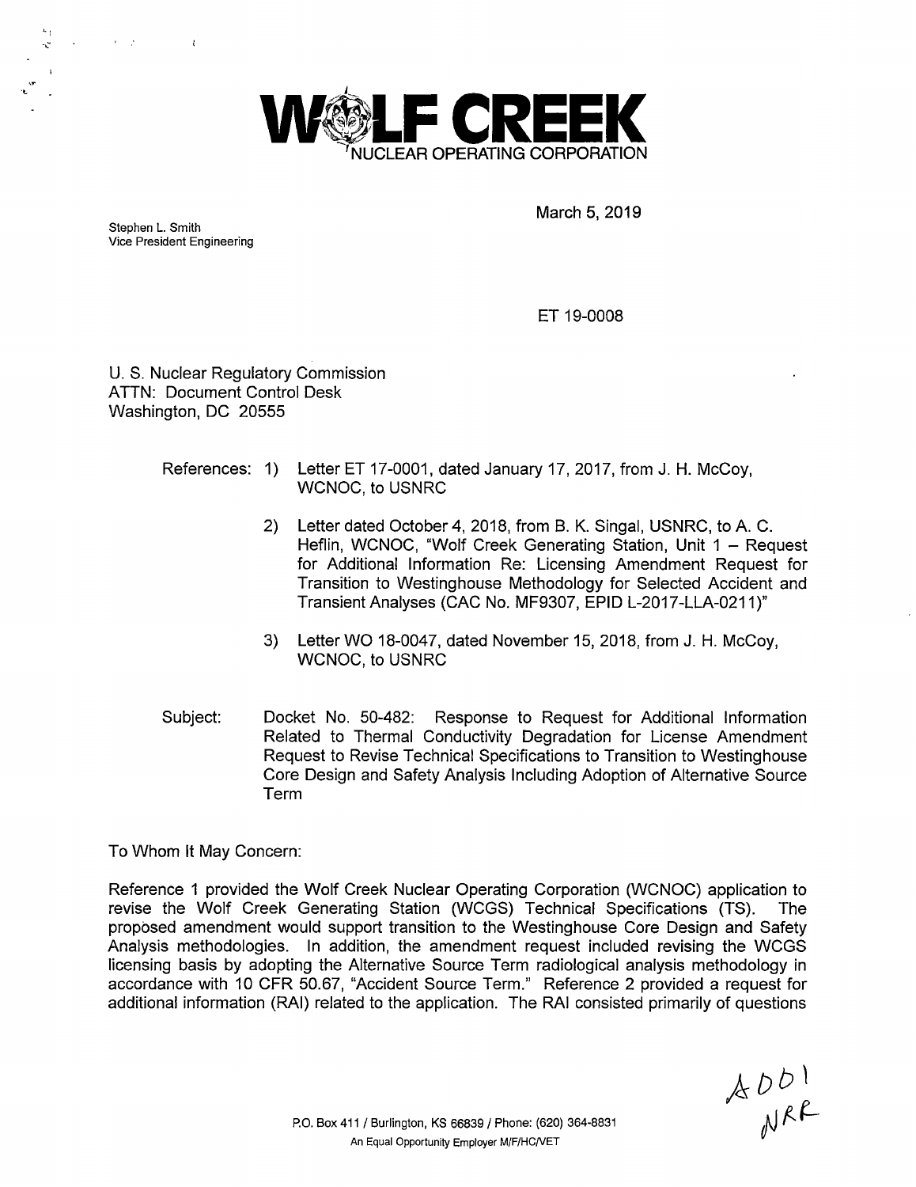**WOLF CREEK**
NUCLEAR OPERATING CORPORATION

Stephen L. Smith
Vice President Engineering

March 5, 2019

ET 19-0008

U. S. Nuclear Regulatory Commission
ATTN: Document Control Desk
Washington, DC 20555

References:

1) Letter ET 17-0001, dated January 17, 2017, from J. H. McCoy, WCNOC, to USNRC
2) Letter dated October 4, 2018, from B. K. Singal, USNRC, to A. C. Heflin, WCNOC, "Wolf Creek Generating Station, Unit 1 – Request for Additional Information Re: Licensing Amendment Request for Transition to Westinghouse Methodology for Selected Accident and Transient Analyses (CAC No. MF9307, EPID L-2017-LLA-0211)"
3) Letter WO 18-0047, dated November 15, 2018, from J. H. McCoy, WCNOC, to USNRC

Subject: Docket No. 50-482: Response to Request for Additional Information Related to Thermal Conductivity Degradation for License Amendment Request to Revise Technical Specifications to Transition to Westinghouse Core Design and Safety Analysis Including Adoption of Alternative Source Term

To Whom It May Concern:

Reference 1 provided the Wolf Creek Nuclear Operating Corporation (WCNOC) application to revise the Wolf Creek Generating Station (WCGS) Technical Specifications (TS). The proposed amendment would support transition to the Westinghouse Core Design and Safety Analysis methodologies. In addition, the amendment request included revising the WCGS licensing basis by adopting the Alternative Source Term radiological analysis methodology in accordance with 10 CFR 50.67, "Accident Source Term." Reference 2 provided a request for additional information (RAI) related to the application. The RAI consisted primarily of questions

A001
NRR

P.O. Box 411 / Burlington, KS 66839 / Phone: (620) 364-8831
An Equal Opportunity Employer M/F/HC/VET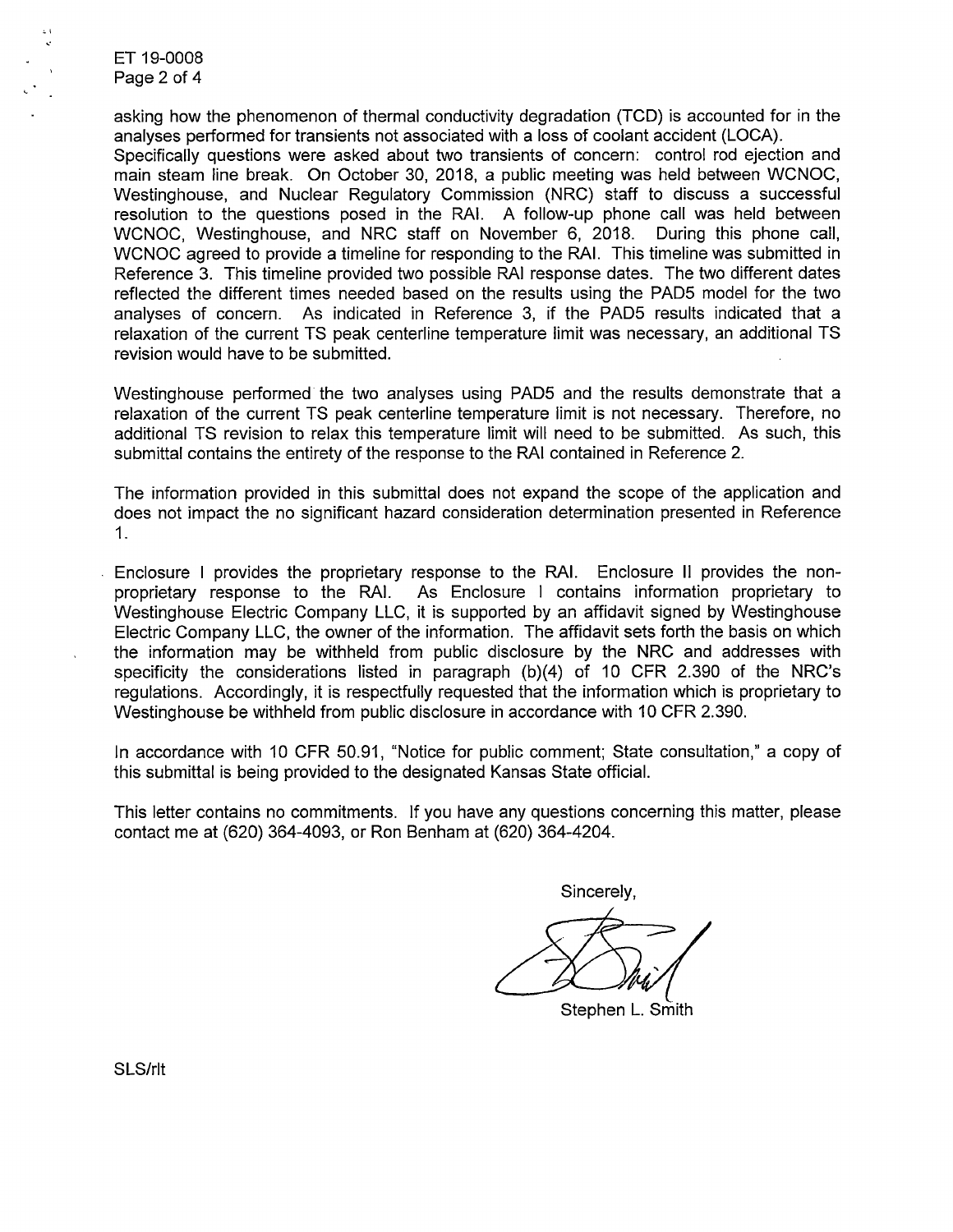asking how the phenomenon of thermal conductivity degradation (TCD) is accounted for in the analyses performed for transients not associated with a loss of coolant accident (LOCA). Specifically questions were asked about two transients of concern: control rod ejection and main steam line break. On October 30, 2018, a public meeting was held between WCNOC, Westinghouse, and Nuclear Regulatory Commission (NRC) staff to discuss a successful resolution to the questions posed in the RAI. A follow-up phone call was held between WCNOC, Westinghouse, and NRC staff on November 6, 2018. During this phone call, WCNOC agreed to provide a timeline for responding to the RAI. This timeline was submitted in Reference 3. This timeline provided two possible RAI response dates. The two different dates reflected the different times needed based on the results using the PAD5 model for the two analyses of concern. As indicated in Reference 3, if the PAD5 results indicated that a relaxation of the current TS peak centerline temperature limit was necessary, an additional TS revision would have to be submitted.

Westinghouse performed the two analyses using PAD5 and the results demonstrate that a relaxation of the current TS peak centerline temperature limit is not necessary. Therefore, no additional TS revision to relax this temperature limit will need to be submitted. As such, this submittal contains the entirety of the response to the RAI contained in Reference 2.

The information provided in this submittal does not expand the scope of the application and does not impact the no significant hazard consideration determination presented in Reference 1.

Enclosure I provides the proprietary response to the RAI. Enclosure II provides the non-proprietary response to the RAI. As Enclosure I contains information proprietary to Westinghouse Electric Company LLC, it is supported by an affidavit signed by Westinghouse Electric Company LLC, the owner of the information. The affidavit sets forth the basis on which the information may be withheld from public disclosure by the NRC and addresses with specificity the considerations listed in paragraph (b)(4) of 10 CFR 2.390 of the NRC's regulations. Accordingly, it is respectfully requested that the information which is proprietary to Westinghouse be withheld from public disclosure in accordance with 10 CFR 2.390.

In accordance with 10 CFR 50.91, "Notice for public comment; State consultation," a copy of this submittal is being provided to the designated Kansas State official.

This letter contains no commitments. If you have any questions concerning this matter, please contact me at (620) 364-4093, or Ron Benham at (620) 364-4204.

Sincerely,

Stephen L. Smith

SLS/rlt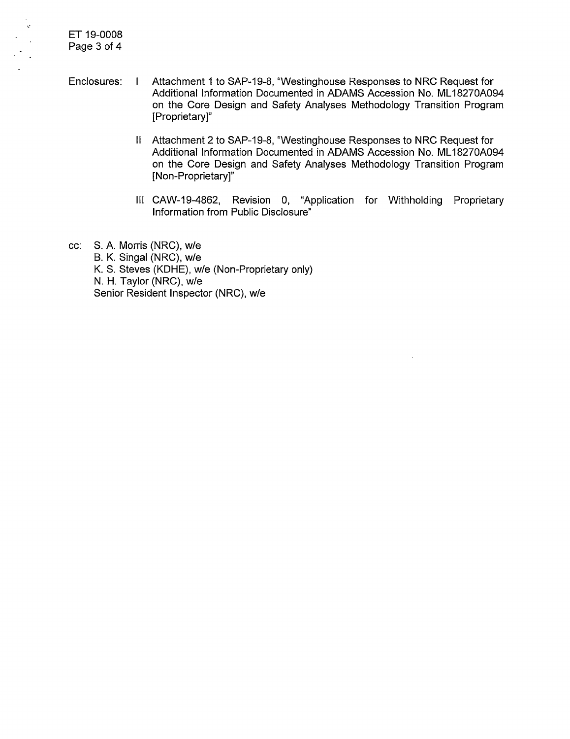Enclosures:

I Attachment 1 to SAP-19-8, "Westinghouse Responses to NRC Request for Additional Information Documented in ADAMS Accession No. ML18270A094 on the Core Design and Safety Analyses Methodology Transition Program [Proprietary]"

II Attachment 2 to SAP-19-8, "Westinghouse Responses to NRC Request for Additional Information Documented in ADAMS Accession No. ML18270A094 on the Core Design and Safety Analyses Methodology Transition Program [Non-Proprietary]"

III CAW-19-4862, Revision 0, "Application for Withholding Proprietary Information from Public Disclosure"

cc: S. A. Morris (NRC), w/e
B. K. Singal (NRC), w/e
K. S. Steves (KDHE), w/e (Non-Proprietary only)
N. H. Taylor (NRC), w/e
Senior Resident Inspector (NRC), w/e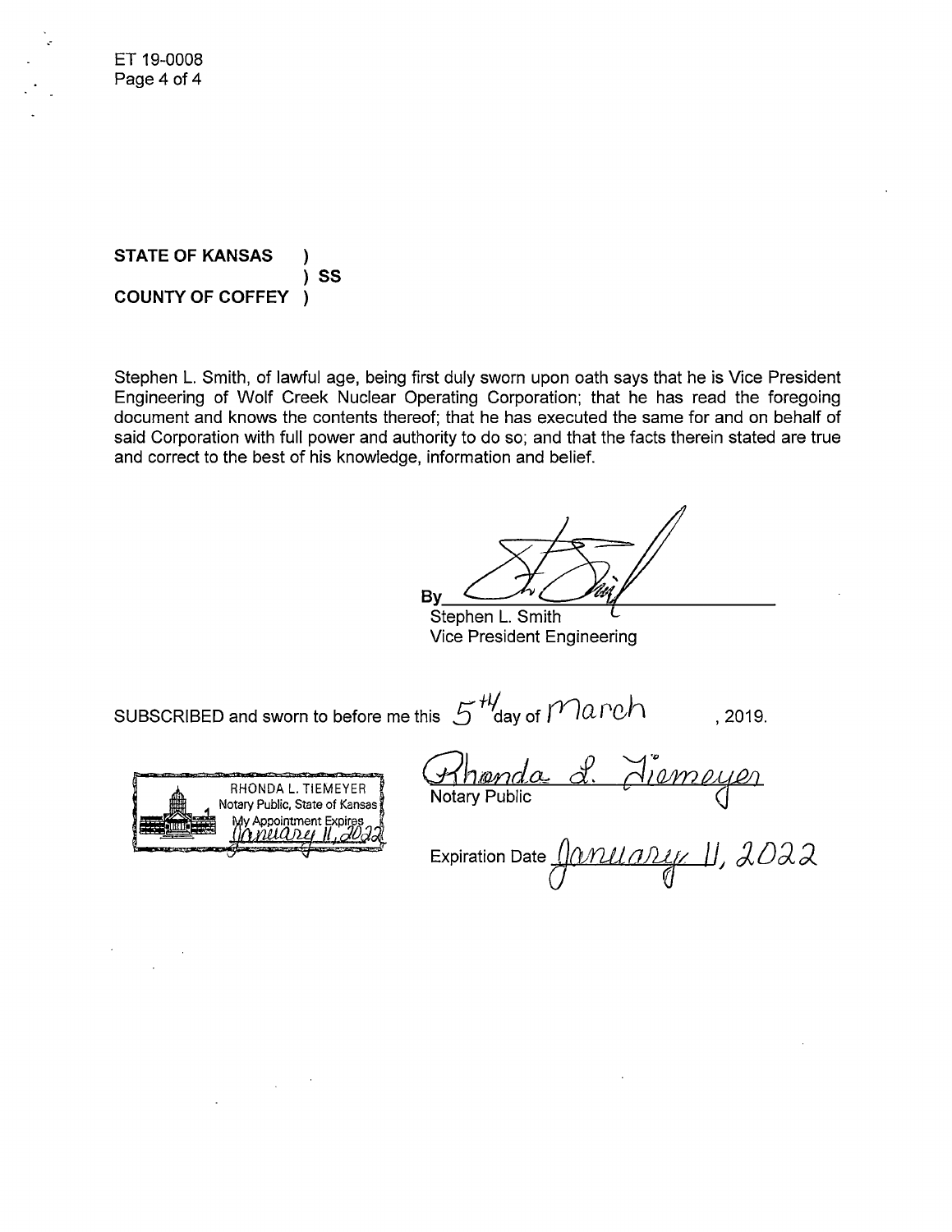**STATE OF KANSAS )**
**) SS**
**COUNTY OF COFFEY )**

Stephen L. Smith, of lawful age, being first duly sworn upon oath says that he is Vice President Engineering of Wolf Creek Nuclear Operating Corporation; that he has read the foregoing document and knows the contents thereof; that he has executed the same for and on behalf of said Corporation with full power and authority to do so; and that the facts therein stated are true and correct to the best of his knowledge, information and belief.

By ______________________
Stephen L. Smith
Vice President Engineering

SUBSCRIBED and sworn to before me this 5th day of March, 2019.

RHONDA L. TIEMEYER
Notary Public, State of Kansas
My Appointment Expires
January 11, 2022

Rhonda L. Tiemeyer
Notary Public

Expiration Date January 11, 2022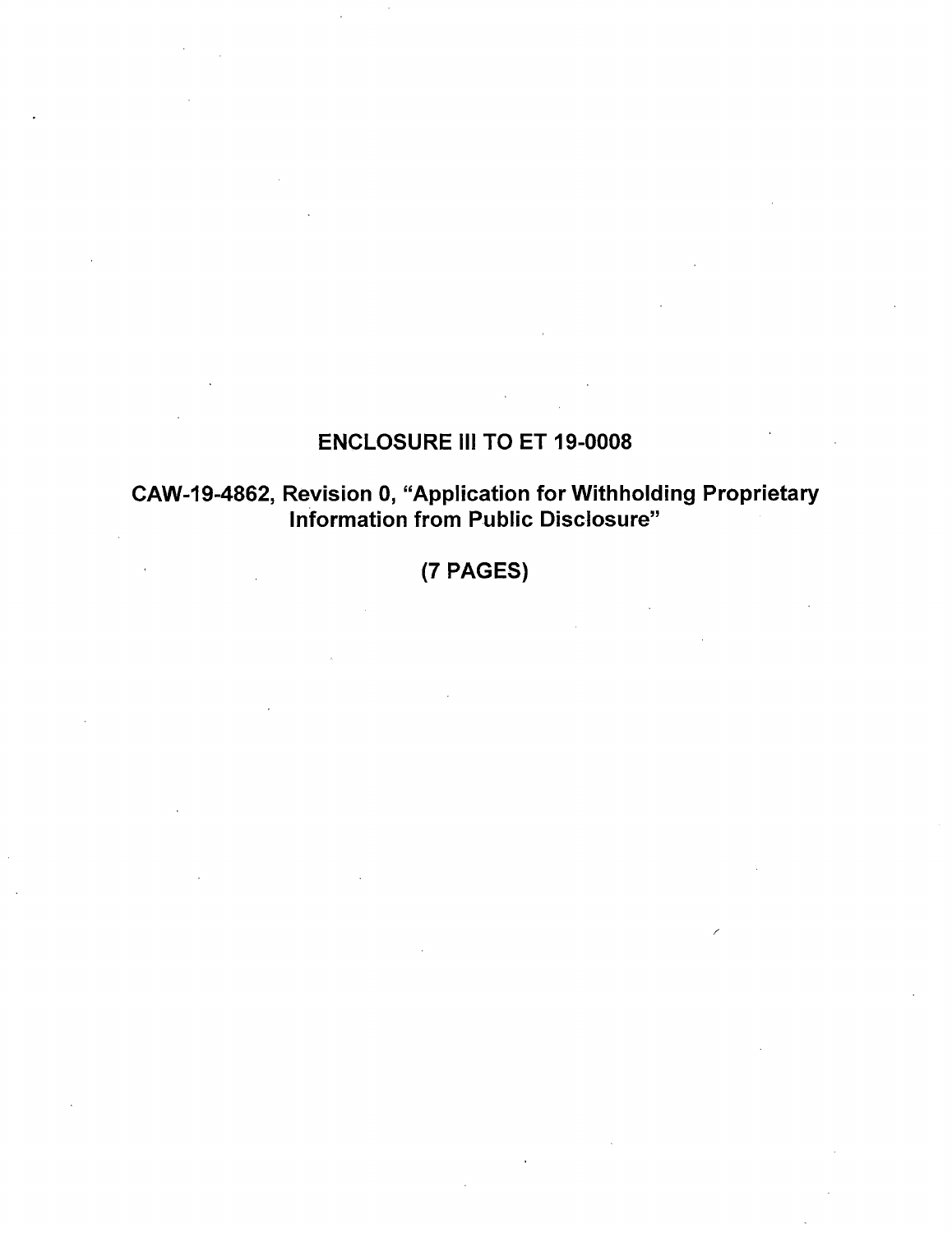# ENCLOSURE III TO ET 19-0008

## CAW-19-4862, Revision 0, "Application for Withholding Proprietary Information from Public Disclosure"

## (7 PAGES)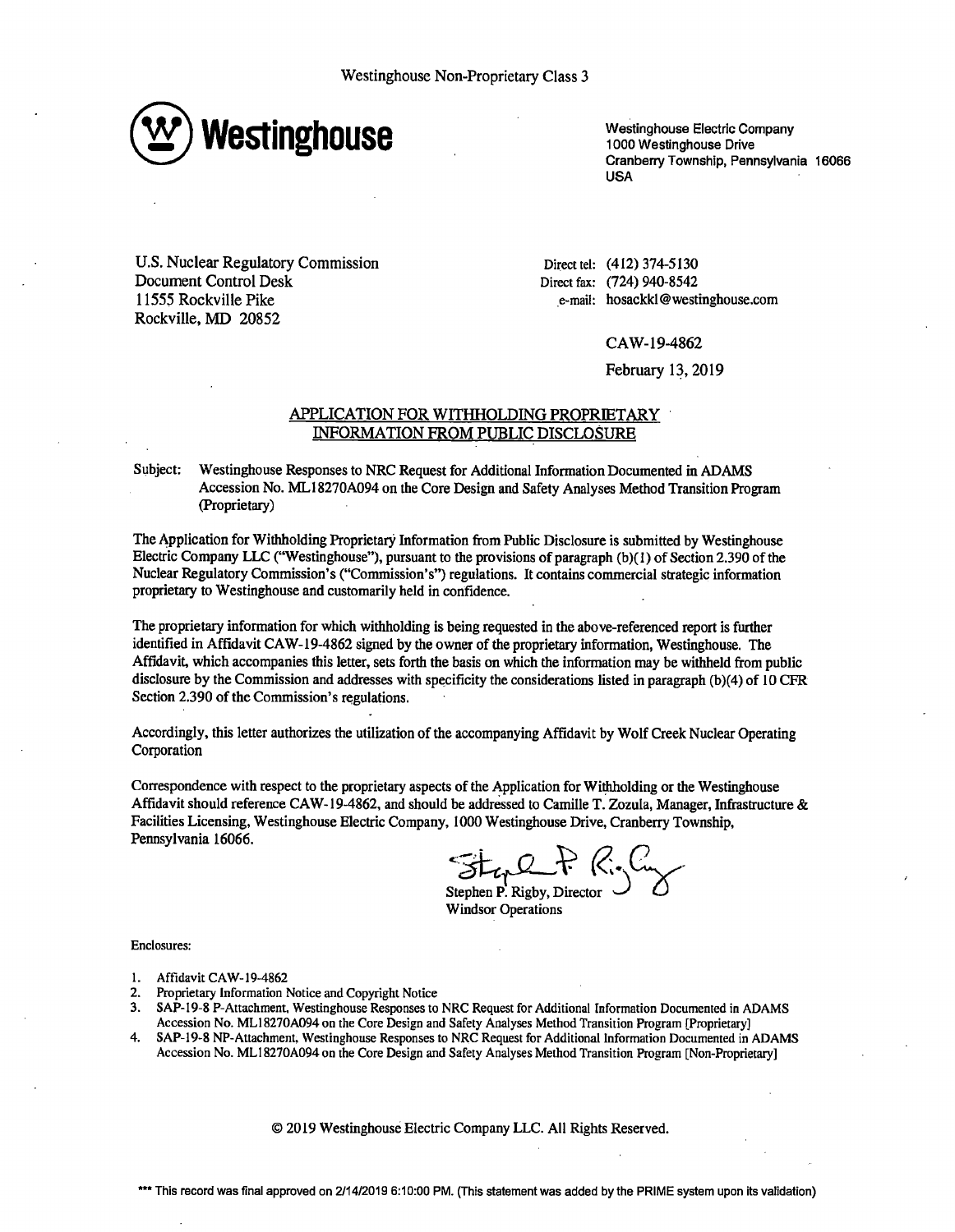Westinghouse Non-Proprietary Class 3

**Westinghouse**

Westinghouse Electric Company
1000 Westinghouse Drive
Cranberry Township, Pennsylvania 16066
USA

U.S. Nuclear Regulatory Commission
Document Control Desk
11555 Rockville Pike
Rockville, MD 20852

Direct tel: (412) 374-5130
Direct fax: (724) 940-8542
e-mail: hosackkl@westinghouse.com

CAW-19-4862

February 13, 2019

## APPLICATION FOR WITHHOLDING PROPRIETARY INFORMATION FROM PUBLIC DISCLOSURE

Subject: Westinghouse Responses to NRC Request for Additional Information Documented in ADAMS Accession No. ML18270A094 on the Core Design and Safety Analyses Method Transition Program (Proprietary)

The Application for Withholding Proprietary Information from Public Disclosure is submitted by Westinghouse Electric Company LLC ("Westinghouse"), pursuant to the provisions of paragraph (b)(1) of Section 2.390 of the Nuclear Regulatory Commission's ("Commission's") regulations. It contains commercial strategic information proprietary to Westinghouse and customarily held in confidence.

The proprietary information for which withholding is being requested in the above-referenced report is further identified in Affidavit CAW-19-4862 signed by the owner of the proprietary information, Westinghouse. The Affidavit, which accompanies this letter, sets forth the basis on which the information may be withheld from public disclosure by the Commission and addresses with specificity the considerations listed in paragraph (b)(4) of 10 CFR Section 2.390 of the Commission's regulations.

Accordingly, this letter authorizes the utilization of the accompanying Affidavit by Wolf Creek Nuclear Operating Corporation

Correspondence with respect to the proprietary aspects of the Application for Withholding or the Westinghouse Affidavit should reference CAW-19-4862, and should be addressed to Camille T. Zozula, Manager, Infrastructure & Facilities Licensing, Westinghouse Electric Company, 1000 Westinghouse Drive, Cranberry Township, Pennsylvania 16066.

Stephen P. Rigby, Director
Windsor Operations

Enclosures:

1. Affidavit CAW-19-4862
2. Proprietary Information Notice and Copyright Notice
3. SAP-19-8 P-Attachment, Westinghouse Responses to NRC Request for Additional Information Documented in ADAMS Accession No. ML18270A094 on the Core Design and Safety Analyses Method Transition Program [Proprietary]
4. SAP-19-8 NP-Attachment, Westinghouse Responses to NRC Request for Additional Information Documented in ADAMS Accession No. ML18270A094 on the Core Design and Safety Analyses Method Transition Program [Non-Proprietary]

© 2019 Westinghouse Electric Company LLC. All Rights Reserved.

*** This record was final approved on 2/14/2019 6:10:00 PM. (This statement was added by the PRIME system upon its validation)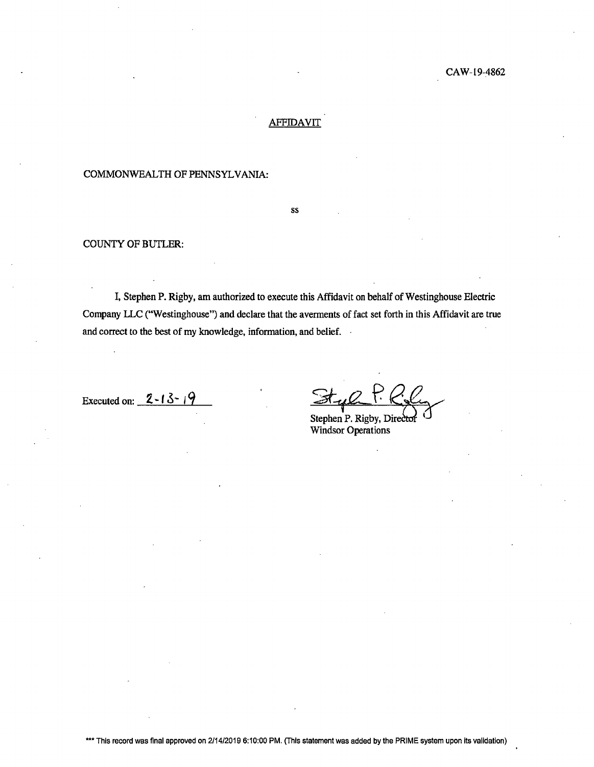CAW-19-4862

## AFFIDAVIT

COMMONWEALTH OF PENNSYLVANIA:

ss

COUNTY OF BUTLER:

I, Stephen P. Rigby, am authorized to execute this Affidavit on behalf of Westinghouse Electric Company LLC ("Westinghouse") and declare that the averments of fact set forth in this Affidavit are true and correct to the best of my knowledge, information, and belief.

Executed on: 2-13-19

Stephen P. Rigby, Director
Windsor Operations

*** This record was final approved on 2/14/2019 6:10:00 PM. (This statement was added by the PRIME system upon its validation)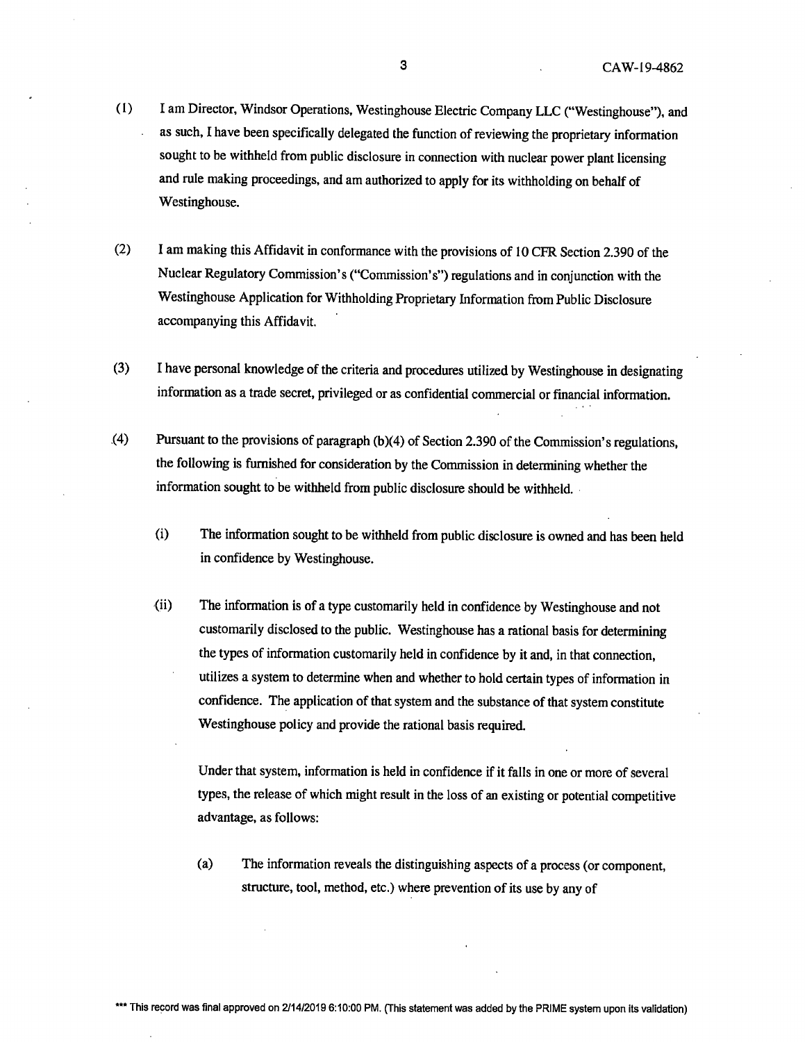(1) I am Director, Windsor Operations, Westinghouse Electric Company LLC ("Westinghouse"), and as such, I have been specifically delegated the function of reviewing the proprietary information sought to be withheld from public disclosure in connection with nuclear power plant licensing and rule making proceedings, and am authorized to apply for its withholding on behalf of Westinghouse.

(2) I am making this Affidavit in conformance with the provisions of 10 CFR Section 2.390 of the Nuclear Regulatory Commission's ("Commission's") regulations and in conjunction with the Westinghouse Application for Withholding Proprietary Information from Public Disclosure accompanying this Affidavit.

(3) I have personal knowledge of the criteria and procedures utilized by Westinghouse in designating information as a trade secret, privileged or as confidential commercial or financial information.

(4) Pursuant to the provisions of paragraph (b)(4) of Section 2.390 of the Commission's regulations, the following is furnished for consideration by the Commission in determining whether the information sought to be withheld from public disclosure should be withheld.

(i) The information sought to be withheld from public disclosure is owned and has been held in confidence by Westinghouse.

(ii) The information is of a type customarily held in confidence by Westinghouse and not customarily disclosed to the public. Westinghouse has a rational basis for determining the types of information customarily held in confidence by it and, in that connection, utilizes a system to determine when and whether to hold certain types of information in confidence. The application of that system and the substance of that system constitute Westinghouse policy and provide the rational basis required.

Under that system, information is held in confidence if it falls in one or more of several types, the release of which might result in the loss of an existing or potential competitive advantage, as follows:

(a) The information reveals the distinguishing aspects of a process (or component, structure, tool, method, etc.) where prevention of its use by any of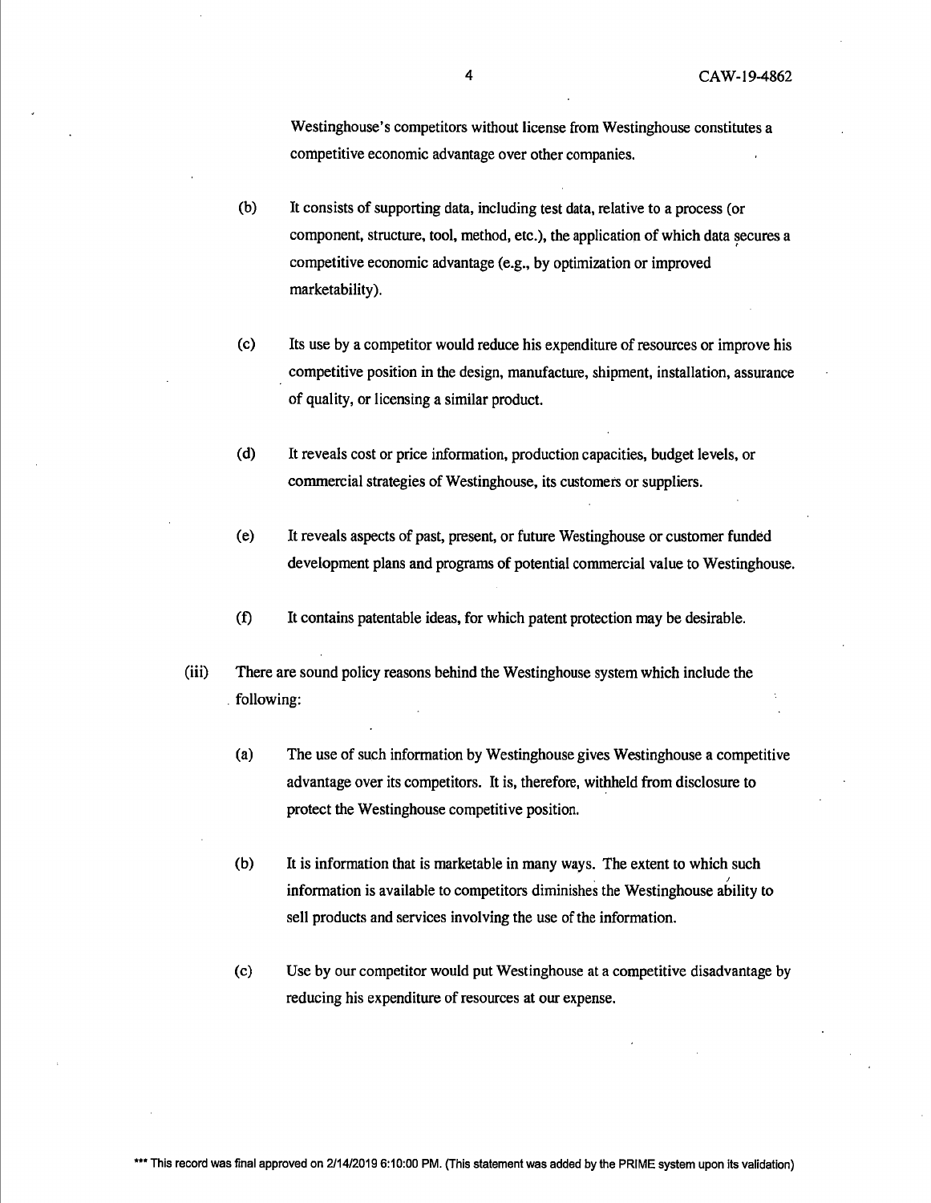Westinghouse's competitors without license from Westinghouse constitutes a competitive economic advantage over other companies.

(b) It consists of supporting data, including test data, relative to a process (or component, structure, tool, method, etc.), the application of which data secures a competitive economic advantage (e.g., by optimization or improved marketability).

(c) Its use by a competitor would reduce his expenditure of resources or improve his competitive position in the design, manufacture, shipment, installation, assurance of quality, or licensing a similar product.

(d) It reveals cost or price information, production capacities, budget levels, or commercial strategies of Westinghouse, its customers or suppliers.

(e) It reveals aspects of past, present, or future Westinghouse or customer funded development plans and programs of potential commercial value to Westinghouse.

(f) It contains patentable ideas, for which patent protection may be desirable.

(iii) There are sound policy reasons behind the Westinghouse system which include the following:

(a) The use of such information by Westinghouse gives Westinghouse a competitive advantage over its competitors. It is, therefore, withheld from disclosure to protect the Westinghouse competitive position.

(b) It is information that is marketable in many ways. The extent to which such information is available to competitors diminishes the Westinghouse ability to sell products and services involving the use of the information.

(c) Use by our competitor would put Westinghouse at a competitive disadvantage by reducing his expenditure of resources at our expense.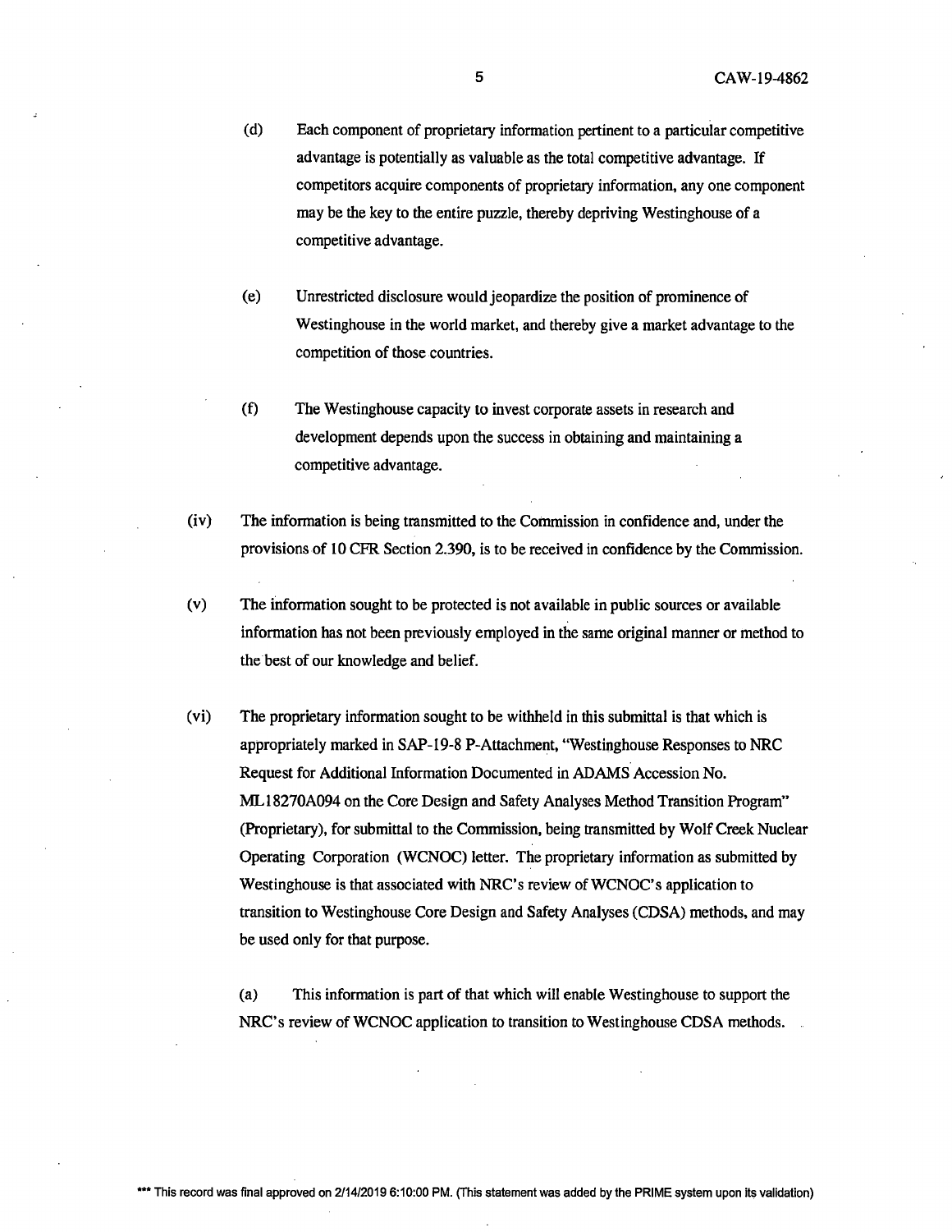(d) Each component of proprietary information pertinent to a particular competitive advantage is potentially as valuable as the total competitive advantage. If competitors acquire components of proprietary information, any one component may be the key to the entire puzzle, thereby depriving Westinghouse of a competitive advantage.

(e) Unrestricted disclosure would jeopardize the position of prominence of Westinghouse in the world market, and thereby give a market advantage to the competition of those countries.

(f) The Westinghouse capacity to invest corporate assets in research and development depends upon the success in obtaining and maintaining a competitive advantage.

(iv) The information is being transmitted to the Commission in confidence and, under the provisions of 10 CFR Section 2.390, is to be received in confidence by the Commission.

(v) The information sought to be protected is not available in public sources or available information has not been previously employed in the same original manner or method to the best of our knowledge and belief.

(vi) The proprietary information sought to be withheld in this submittal is that which is appropriately marked in SAP-19-8 P-Attachment, "Westinghouse Responses to NRC Request for Additional Information Documented in ADAMS Accession No. ML18270A094 on the Core Design and Safety Analyses Method Transition Program" (Proprietary), for submittal to the Commission, being transmitted by Wolf Creek Nuclear Operating Corporation (WCNOC) letter. The proprietary information as submitted by Westinghouse is that associated with NRC's review of WCNOC's application to transition to Westinghouse Core Design and Safety Analyses (CDSA) methods, and may be used only for that purpose.

(a) This information is part of that which will enable Westinghouse to support the NRC's review of WCNOC application to transition to Westinghouse CDSA methods.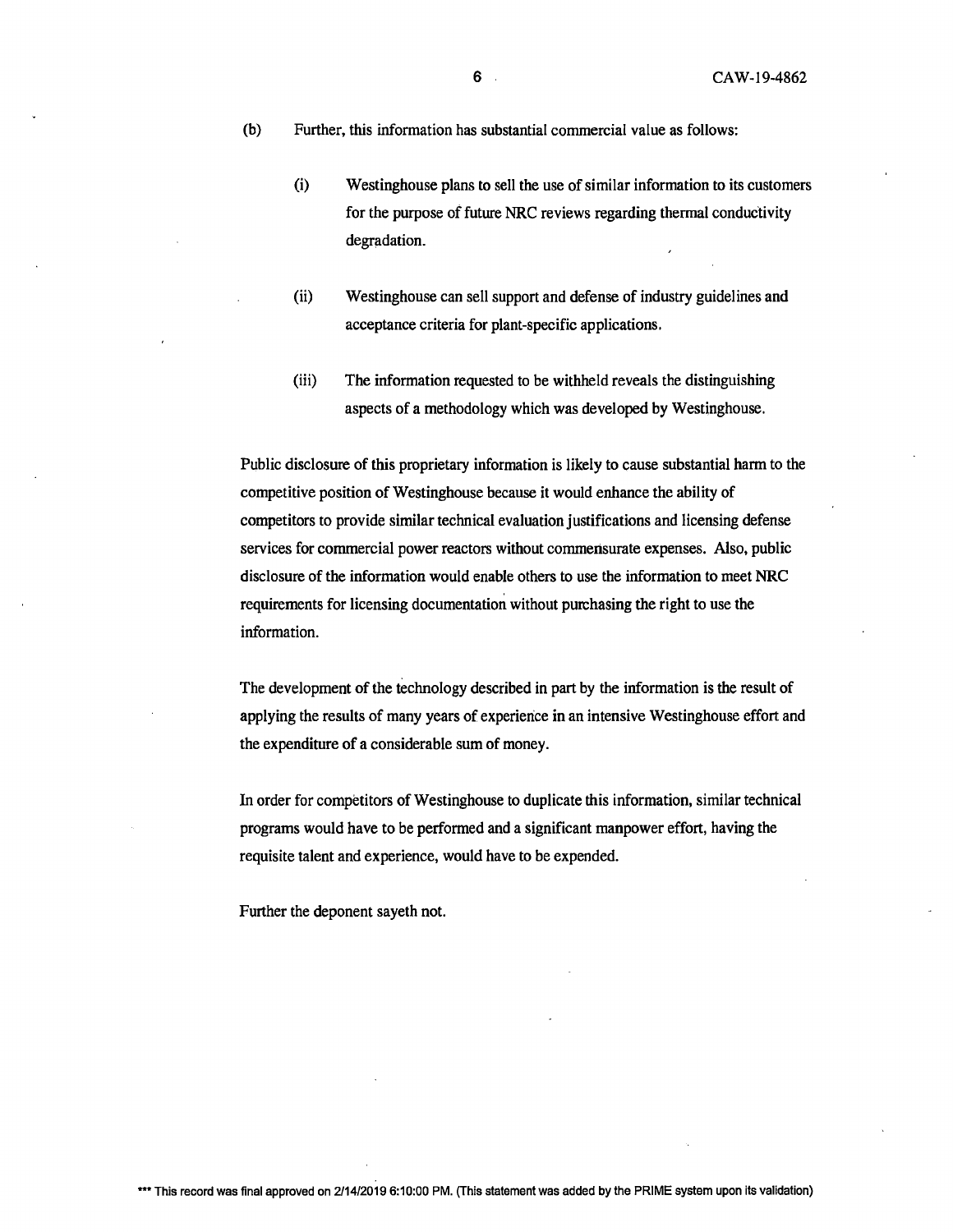(b) Further, this information has substantial commercial value as follows:

(i) Westinghouse plans to sell the use of similar information to its customers for the purpose of future NRC reviews regarding thermal conductivity degradation.

(ii) Westinghouse can sell support and defense of industry guidelines and acceptance criteria for plant-specific applications.

(iii) The information requested to be withheld reveals the distinguishing aspects of a methodology which was developed by Westinghouse.

Public disclosure of this proprietary information is likely to cause substantial harm to the competitive position of Westinghouse because it would enhance the ability of competitors to provide similar technical evaluation justifications and licensing defense services for commercial power reactors without commensurate expenses. Also, public disclosure of the information would enable others to use the information to meet NRC requirements for licensing documentation without purchasing the right to use the information.

The development of the technology described in part by the information is the result of applying the results of many years of experience in an intensive Westinghouse effort and the expenditure of a considerable sum of money.

In order for competitors of Westinghouse to duplicate this information, similar technical programs would have to be performed and a significant manpower effort, having the requisite talent and experience, would have to be expended.

Further the deponent sayeth not.

*** This record was final approved on 2/14/2019 6:10:00 PM. (This statement was added by the PRIME system upon its validation)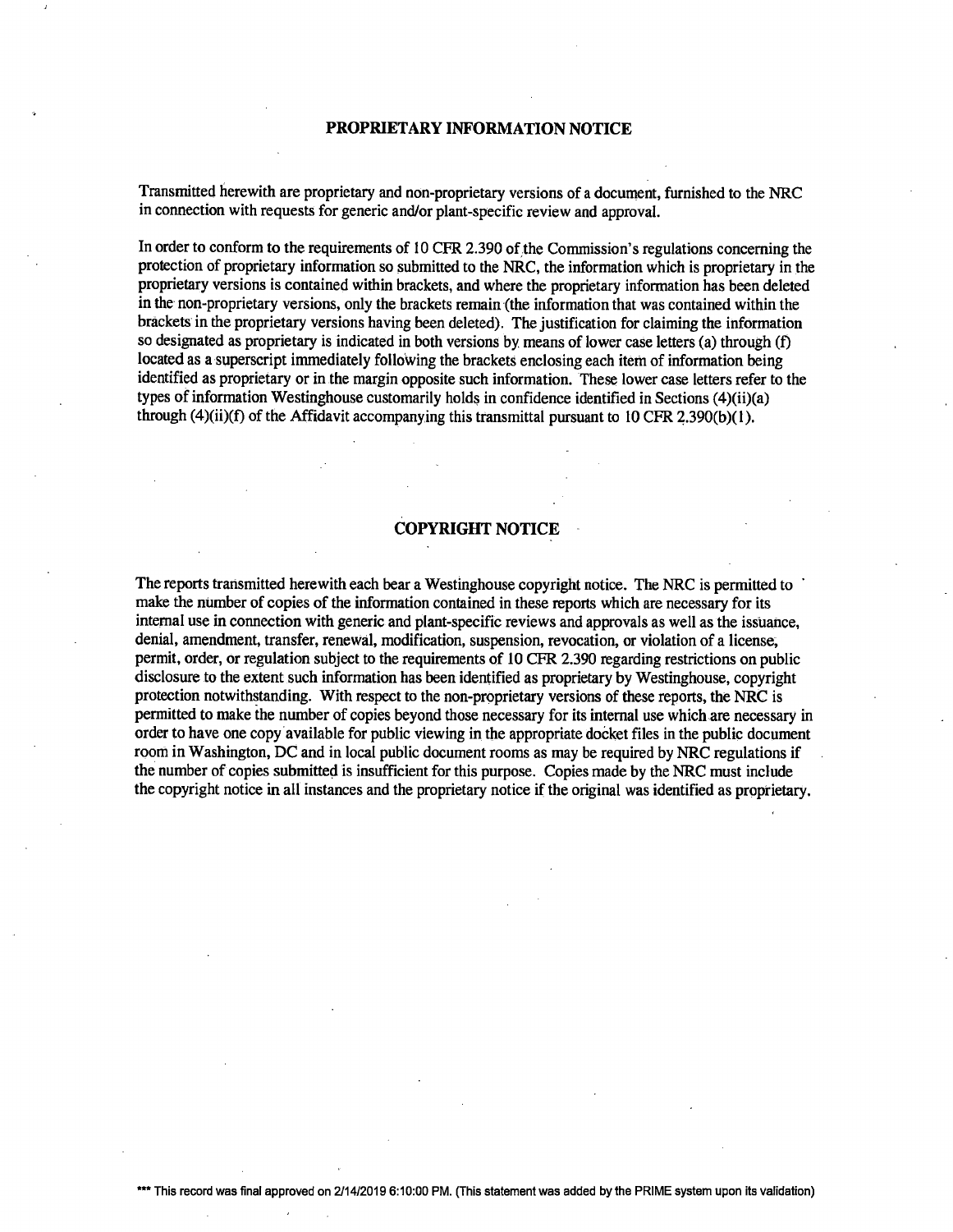## PROPRIETARY INFORMATION NOTICE

Transmitted herewith are proprietary and non-proprietary versions of a document, furnished to the NRC in connection with requests for generic and/or plant-specific review and approval.

In order to conform to the requirements of 10 CFR 2.390 of the Commission's regulations concerning the protection of proprietary information so submitted to the NRC, the information which is proprietary in the proprietary versions is contained within brackets, and where the proprietary information has been deleted in the non-proprietary versions, only the brackets remain (the information that was contained within the brackets in the proprietary versions having been deleted). The justification for claiming the information so designated as proprietary is indicated in both versions by means of lower case letters (a) through (f) located as a superscript immediately following the brackets enclosing each item of information being identified as proprietary or in the margin opposite such information. These lower case letters refer to the types of information Westinghouse customarily holds in confidence identified in Sections (4)(ii)(a) through (4)(ii)(f) of the Affidavit accompanying this transmittal pursuant to 10 CFR 2.390(b)(1).

## COPYRIGHT NOTICE

The reports transmitted herewith each bear a Westinghouse copyright notice. The NRC is permitted to make the number of copies of the information contained in these reports which are necessary for its internal use in connection with generic and plant-specific reviews and approvals as well as the issuance, denial, amendment, transfer, renewal, modification, suspension, revocation, or violation of a license, permit, order, or regulation subject to the requirements of 10 CFR 2.390 regarding restrictions on public disclosure to the extent such information has been identified as proprietary by Westinghouse, copyright protection notwithstanding. With respect to the non-proprietary versions of these reports, the NRC is permitted to make the number of copies beyond those necessary for its internal use which are necessary in order to have one copy available for public viewing in the appropriate docket files in the public document room in Washington, DC and in local public document rooms as may be required by NRC regulations if the number of copies submitted is insufficient for this purpose. Copies made by the NRC must include the copyright notice in all instances and the proprietary notice if the original was identified as proprietary.

*** This record was final approved on 2/14/2019 6:10:00 PM. (This statement was added by the PRIME system upon its validation)